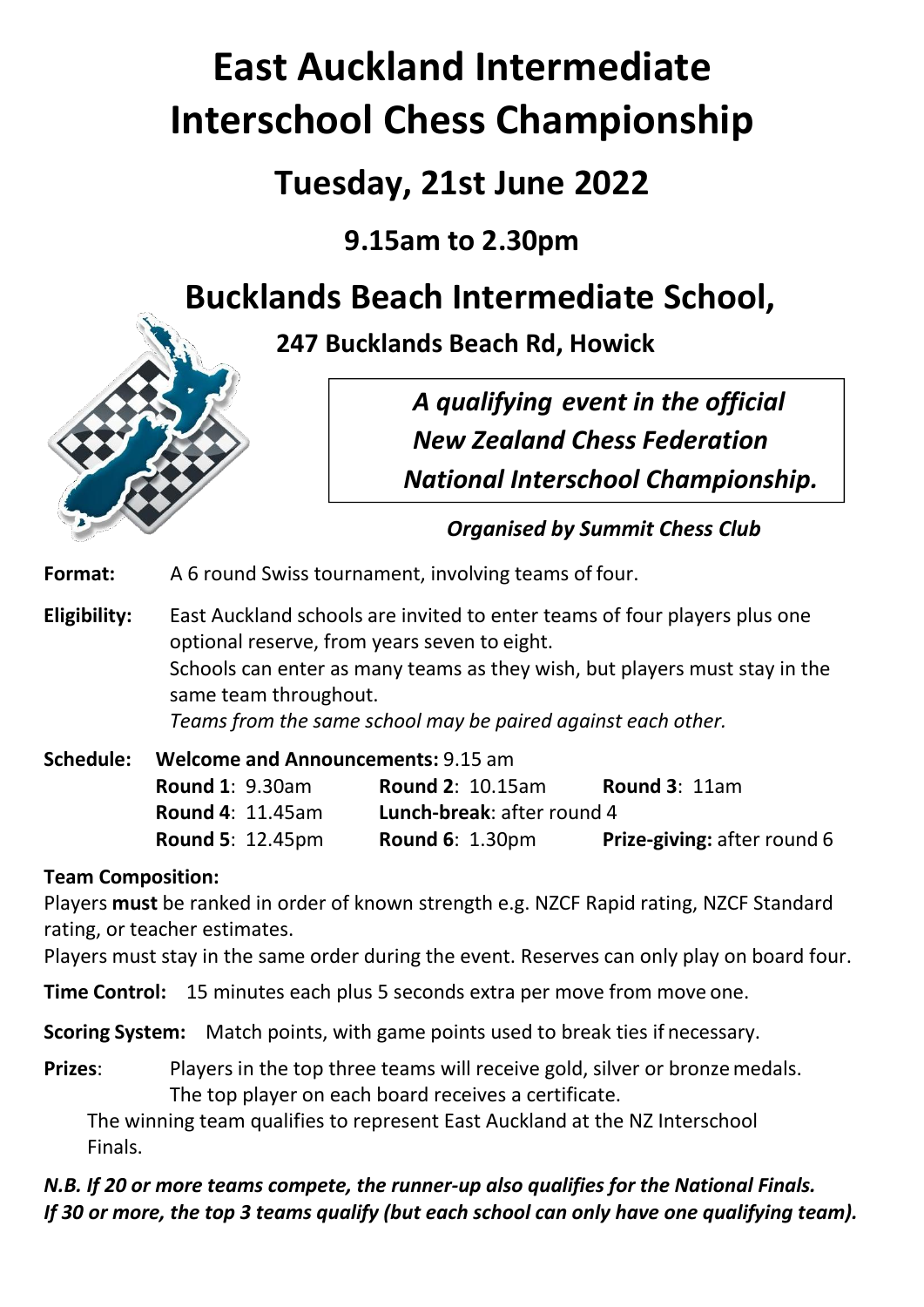# East Auckland Intermediate Interschool Chess Championship

## Tuesday, 21st June 2022

### 9.15am to 2.30pm

## Bucklands Beach Intermediate School,

### 247 Bucklands Beach Rd, Howick

*A qualifying event in the official New Zealand Chess Federation National Interschool Championship.*

***Organised by Summit Chess Club***

**Format:** A 6 round Swiss tournament, involving teams of four.

**Eligibility:** East Auckland schools are invited to enter teams of four players plus one optional reserve, from years seven to eight.
Schools can enter as many teams as they wish, but players must stay in the same team throughout.
*Teams from the same school may be paired against each other.*

**Schedule:** **Welcome and Announcements:** 9.15 am

**Round 1**: 9.30am | **Round 2**: 10.15am | **Round 3**: 11am
**Round 4**: 11.45am | **Lunch-break**: after round 4
**Round 5**: 12.45pm | **Round 6**: 1.30pm | **Prize-giving:** after round 6

**Team Composition:**
Players **must** be ranked in order of known strength e.g. NZCF Rapid rating, NZCF Standard rating, or teacher estimates.
Players must stay in the same order during the event. Reserves can only play on board four.

**Time Control:** 15 minutes each plus 5 seconds extra per move from move one.

**Scoring System:** Match points, with game points used to break ties if necessary.

**Prizes**: Players in the top three teams will receive gold, silver or bronze medals.
The top player on each board receives a certificate.
The winning team qualifies to represent East Auckland at the NZ Interschool Finals.

***N.B. If 20 or more teams compete, the runner-up also qualifies for the National Finals. If 30 or more, the top 3 teams qualify (but each school can only have one qualifying team).***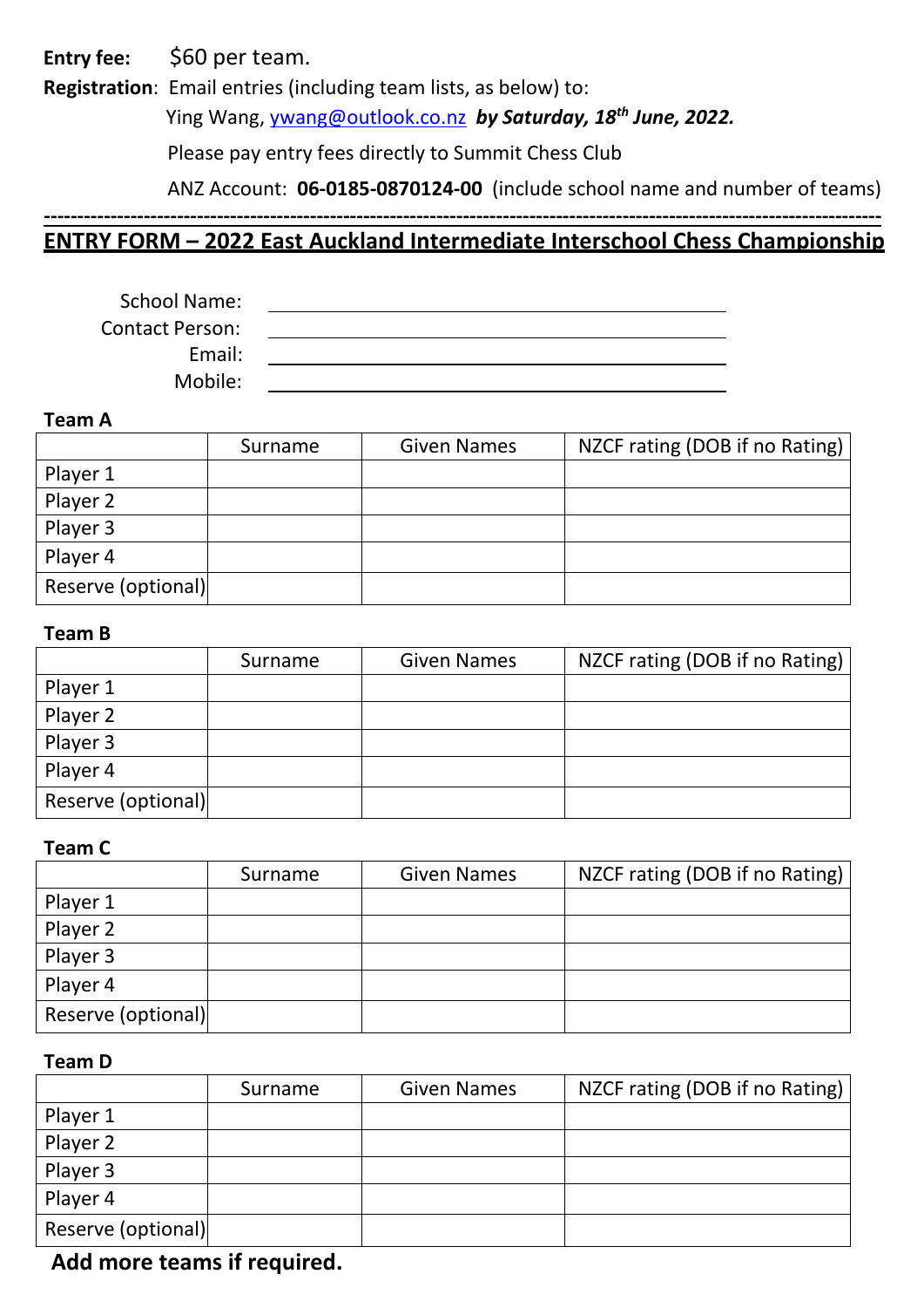**Entry fee:** $60 per team.

**Registration**: Email entries (including team lists, as below) to:

Ying Wang, ywang@outlook.co.nz ***by Saturday, 18th June, 2022.***

Please pay entry fees directly to Summit Chess Club

ANZ Account: **06-0185-0870124-00** (include school name and number of teams)

---

## ENTRY FORM – 2022 East Auckland Intermediate Interschool Chess Championship

School Name: ____________________

Contact Person: ____________________

Email: ____________________

Mobile: ____________________

**Team A**

| | Surname | Given Names | NZCF rating (DOB if no Rating) |
|---|---|---|---|
| Player 1 | | | |
| Player 2 | | | |
| Player 3 | | | |
| Player 4 | | | |
| Reserve (optional) | | | |

**Team B**

| | Surname | Given Names | NZCF rating (DOB if no Rating) |
|---|---|---|---|
| Player 1 | | | |
| Player 2 | | | |
| Player 3 | | | |
| Player 4 | | | |
| Reserve (optional) | | | |

**Team C**

| | Surname | Given Names | NZCF rating (DOB if no Rating) |
|---|---|---|---|
| Player 1 | | | |
| Player 2 | | | |
| Player 3 | | | |
| Player 4 | | | |
| Reserve (optional) | | | |

**Team D**

| | Surname | Given Names | NZCF rating (DOB if no Rating) |
|---|---|---|---|
| Player 1 | | | |
| Player 2 | | | |
| Player 3 | | | |
| Player 4 | | | |
| Reserve (optional) | | | |

**Add more teams if required.**